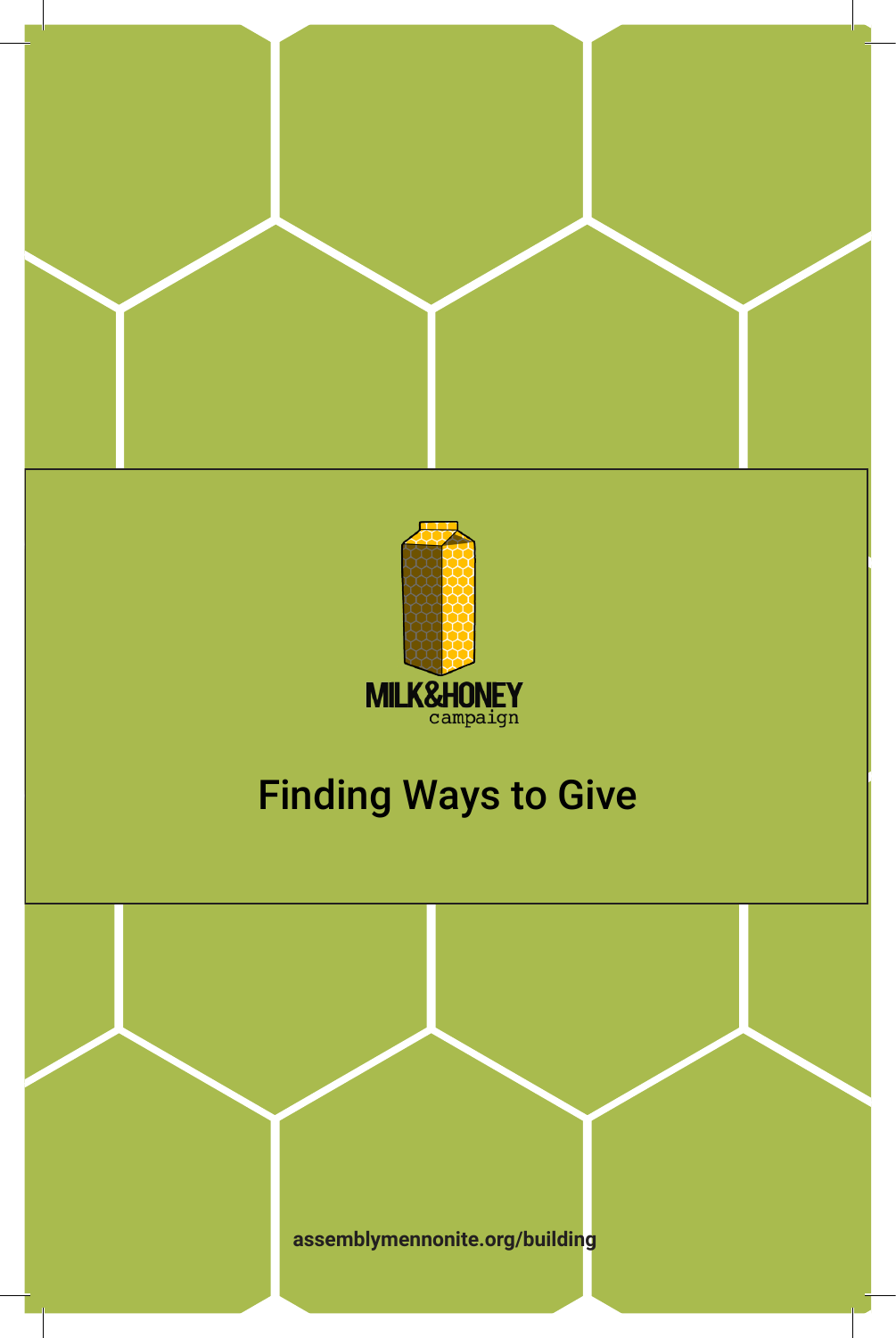MILK&HONEY
campaign

# Finding Ways to Give

assemblymennonite.org/building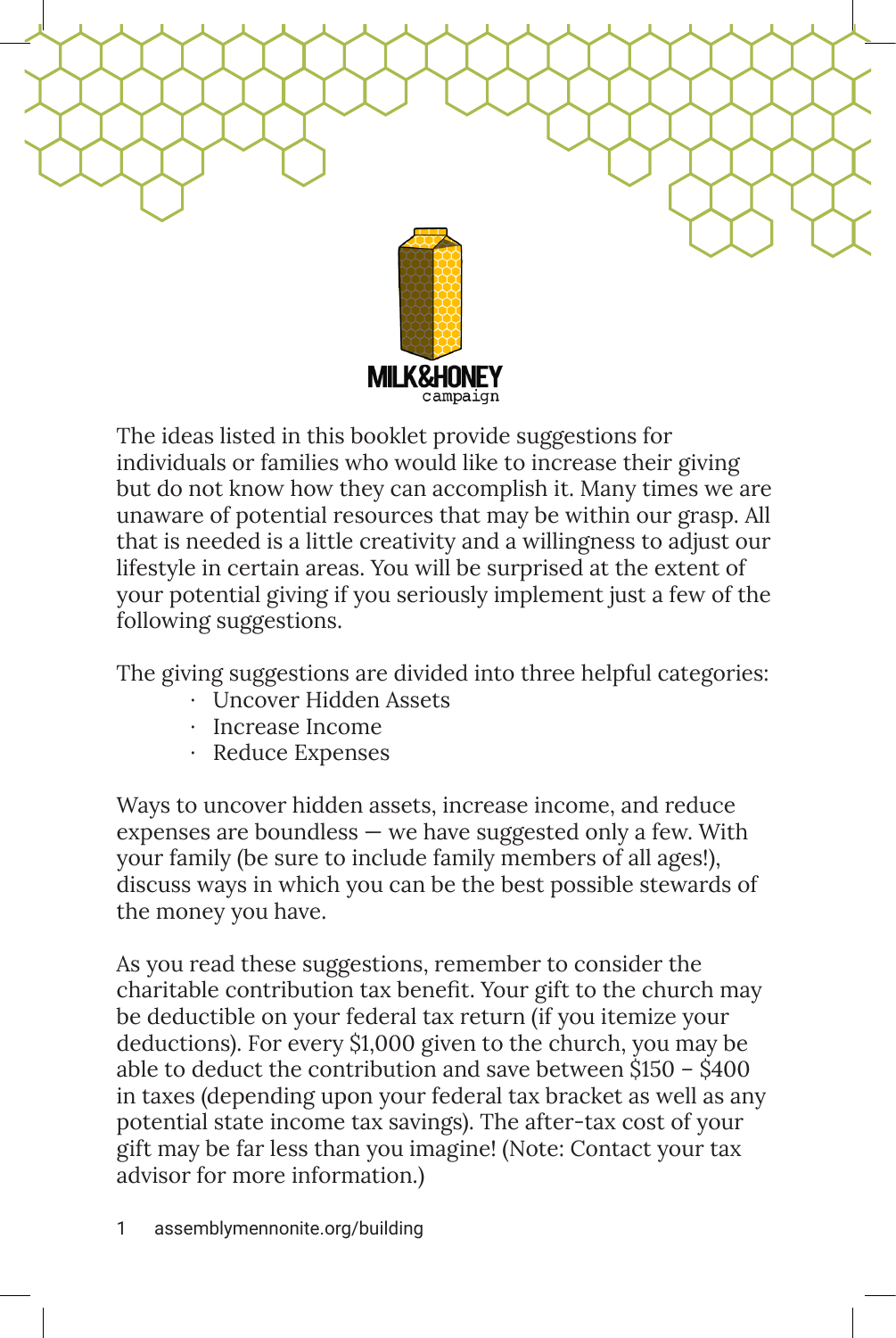MILK&HONEY campaign

The ideas listed in this booklet provide suggestions for individuals or families who would like to increase their giving but do not know how they can accomplish it. Many times we are unaware of potential resources that may be within our grasp. All that is needed is a little creativity and a willingness to adjust our lifestyle in certain areas. You will be surprised at the extent of your potential giving if you seriously implement just a few of the following suggestions.

The giving suggestions are divided into three helpful categories:

- Uncover Hidden Assets
- Increase Income
- Reduce Expenses

Ways to uncover hidden assets, increase income, and reduce expenses are boundless — we have suggested only a few. With your family (be sure to include family members of all ages!), discuss ways in which you can be the best possible stewards of the money you have.

As you read these suggestions, remember to consider the charitable contribution tax benefit. Your gift to the church may be deductible on your federal tax return (if you itemize your deductions). For every $1,000 given to the church, you may be able to deduct the contribution and save between $150 – $400 in taxes (depending upon your federal tax bracket as well as any potential state income tax savings). The after-tax cost of your gift may be far less than you imagine! (Note: Contact your tax advisor for more information.)

assemblymennonite.org/building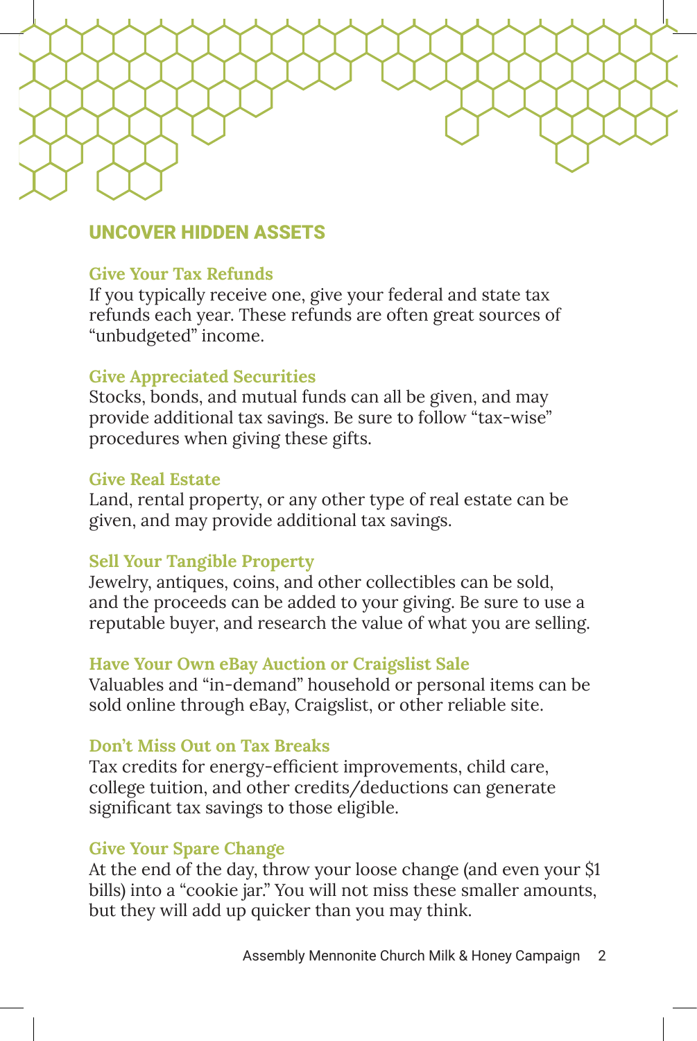## UNCOVER HIDDEN ASSETS

### Give Your Tax Refunds

If you typically receive one, give your federal and state tax refunds each year. These refunds are often great sources of "unbudgeted" income.

### Give Appreciated Securities

Stocks, bonds, and mutual funds can all be given, and may provide additional tax savings. Be sure to follow "tax-wise" procedures when giving these gifts.

### Give Real Estate

Land, rental property, or any other type of real estate can be given, and may provide additional tax savings.

### Sell Your Tangible Property

Jewelry, antiques, coins, and other collectibles can be sold, and the proceeds can be added to your giving. Be sure to use a reputable buyer, and research the value of what you are selling.

### Have Your Own eBay Auction or Craigslist Sale

Valuables and "in-demand" household or personal items can be sold online through eBay, Craigslist, or other reliable site.

### Don't Miss Out on Tax Breaks

Tax credits for energy-efficient improvements, child care, college tuition, and other credits/deductions can generate significant tax savings to those eligible.

### Give Your Spare Change

At the end of the day, throw your loose change (and even your $1 bills) into a "cookie jar." You will not miss these smaller amounts, but they will add up quicker than you may think.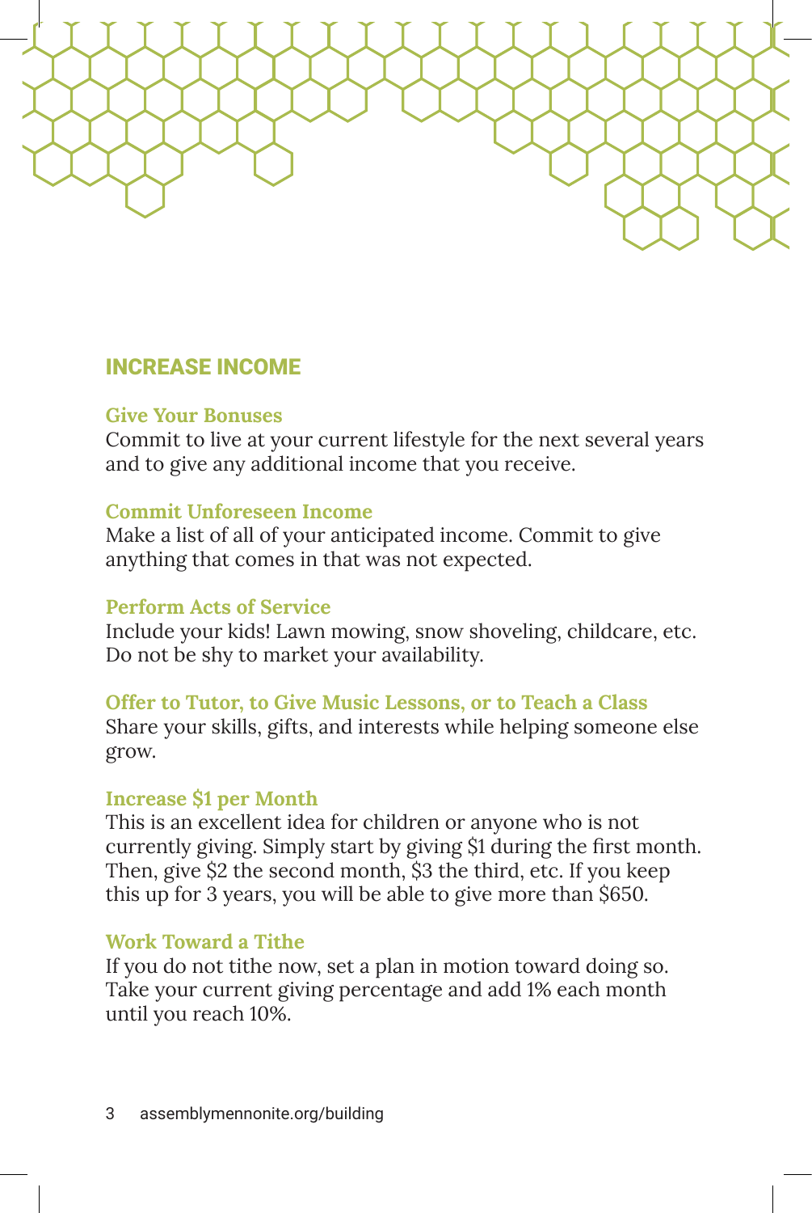## INCREASE INCOME

**Give Your Bonuses**
Commit to live at your current lifestyle for the next several years and to give any additional income that you receive.

**Commit Unforeseen Income**
Make a list of all of your anticipated income. Commit to give anything that comes in that was not expected.

**Perform Acts of Service**
Include your kids! Lawn mowing, snow shoveling, childcare, etc. Do not be shy to market your availability.

**Offer to Tutor, to Give Music Lessons, or to Teach a Class**
Share your skills, gifts, and interests while helping someone else grow.

**Increase $1 per Month**
This is an excellent idea for children or anyone who is not currently giving. Simply start by giving $1 during the first month. Then, give $2 the second month, $3 the third, etc. If you keep this up for 3 years, you will be able to give more than $650.

**Work Toward a Tithe**
If you do not tithe now, set a plan in motion toward doing so. Take your current giving percentage and add 1% each month until you reach 10%.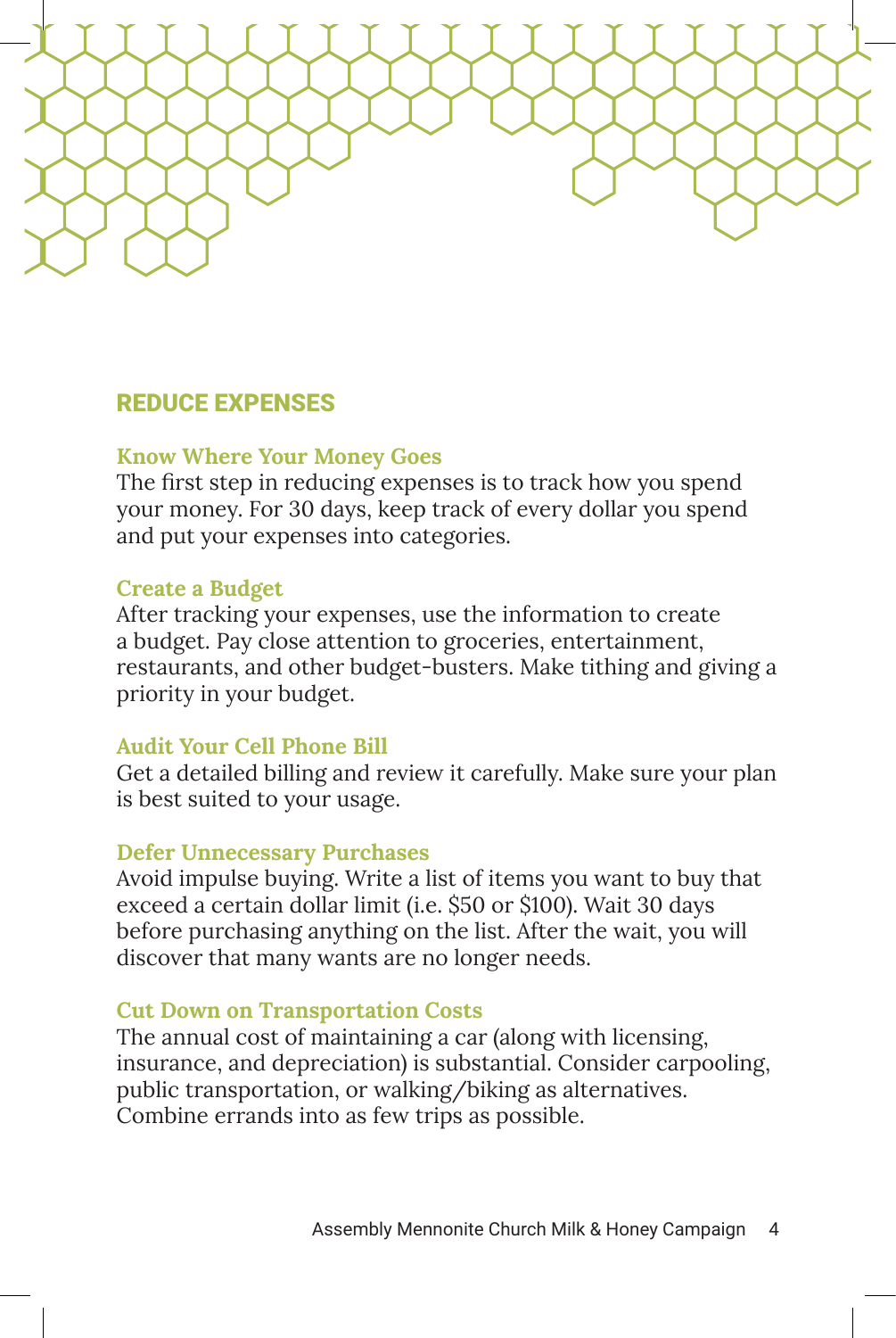## REDUCE EXPENSES

### Know Where Your Money Goes

The first step in reducing expenses is to track how you spend your money. For 30 days, keep track of every dollar you spend and put your expenses into categories.

### Create a Budget

After tracking your expenses, use the information to create a budget. Pay close attention to groceries, entertainment, restaurants, and other budget-busters. Make tithing and giving a priority in your budget.

### Audit Your Cell Phone Bill

Get a detailed billing and review it carefully. Make sure your plan is best suited to your usage.

### Defer Unnecessary Purchases

Avoid impulse buying. Write a list of items you want to buy that exceed a certain dollar limit (i.e. $50 or $100). Wait 30 days before purchasing anything on the list. After the wait, you will discover that many wants are no longer needs.

### Cut Down on Transportation Costs

The annual cost of maintaining a car (along with licensing, insurance, and depreciation) is substantial. Consider carpooling, public transportation, or walking/biking as alternatives. Combine errands into as few trips as possible.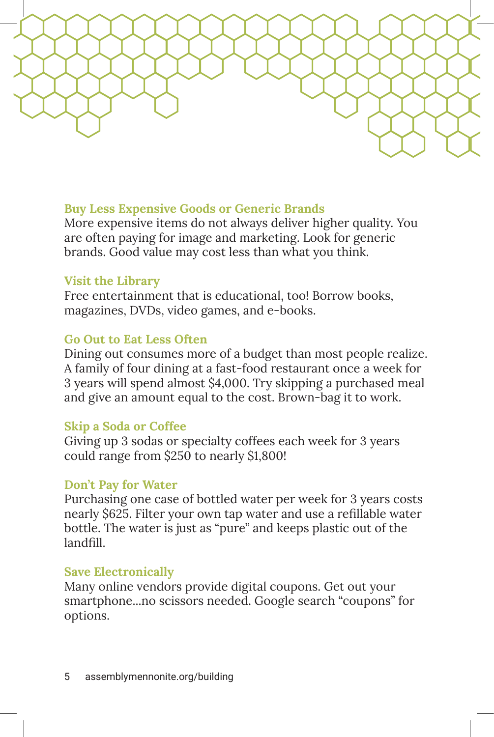### Buy Less Expensive Goods or Generic Brands

More expensive items do not always deliver higher quality. You are often paying for image and marketing. Look for generic brands. Good value may cost less than what you think.

### Visit the Library

Free entertainment that is educational, too! Borrow books, magazines, DVDs, video games, and e-books.

### Go Out to Eat Less Often

Dining out consumes more of a budget than most people realize. A family of four dining at a fast-food restaurant once a week for 3 years will spend almost $4,000. Try skipping a purchased meal and give an amount equal to the cost. Brown-bag it to work.

### Skip a Soda or Coffee

Giving up 3 sodas or specialty coffees each week for 3 years could range from $250 to nearly $1,800!

### Don't Pay for Water

Purchasing one case of bottled water per week for 3 years costs nearly $625. Filter your own tap water and use a refillable water bottle. The water is just as "pure" and keeps plastic out of the landfill.

### Save Electronically

Many online vendors provide digital coupons. Get out your smartphone...no scissors needed. Google search "coupons" for options.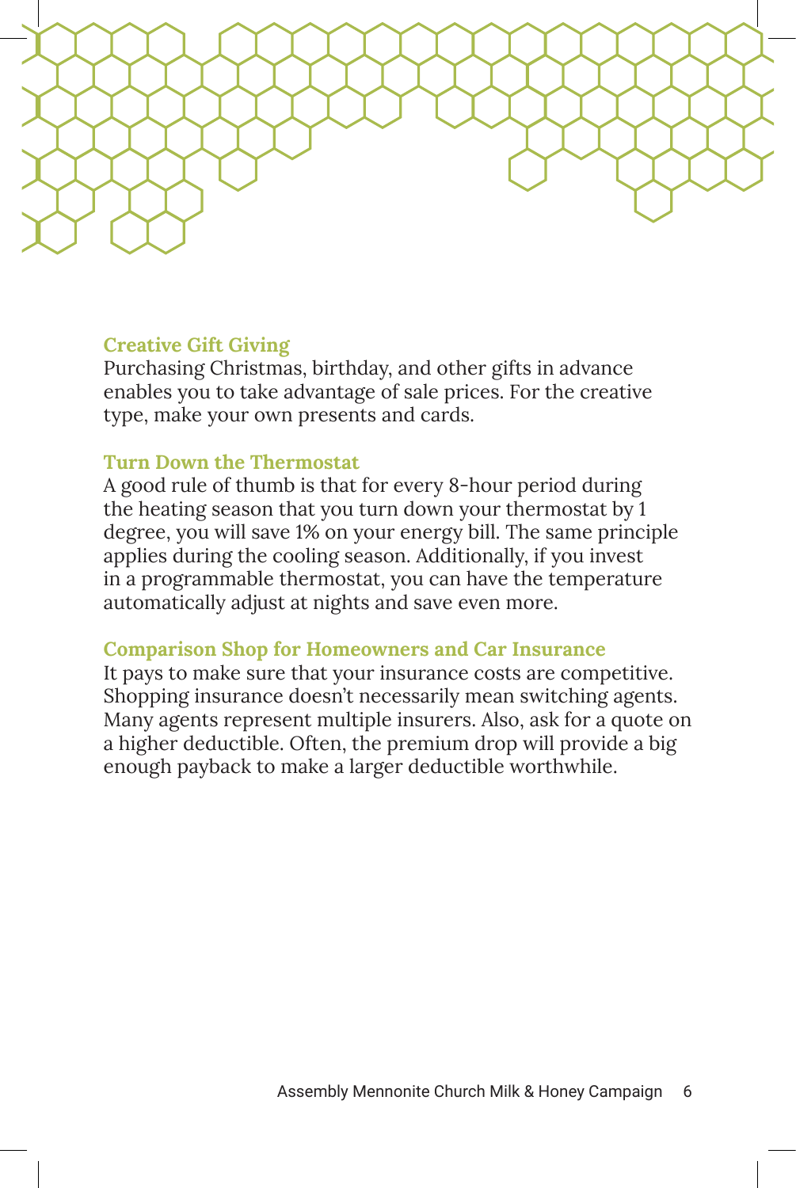### Creative Gift Giving

Purchasing Christmas, birthday, and other gifts in advance enables you to take advantage of sale prices. For the creative type, make your own presents and cards.

### Turn Down the Thermostat

A good rule of thumb is that for every 8-hour period during the heating season that you turn down your thermostat by 1 degree, you will save 1% on your energy bill. The same principle applies during the cooling season. Additionally, if you invest in a programmable thermostat, you can have the temperature automatically adjust at nights and save even more.

### Comparison Shop for Homeowners and Car Insurance

It pays to make sure that your insurance costs are competitive. Shopping insurance doesn't necessarily mean switching agents. Many agents represent multiple insurers. Also, ask for a quote on a higher deductible. Often, the premium drop will provide a big enough payback to make a larger deductible worthwhile.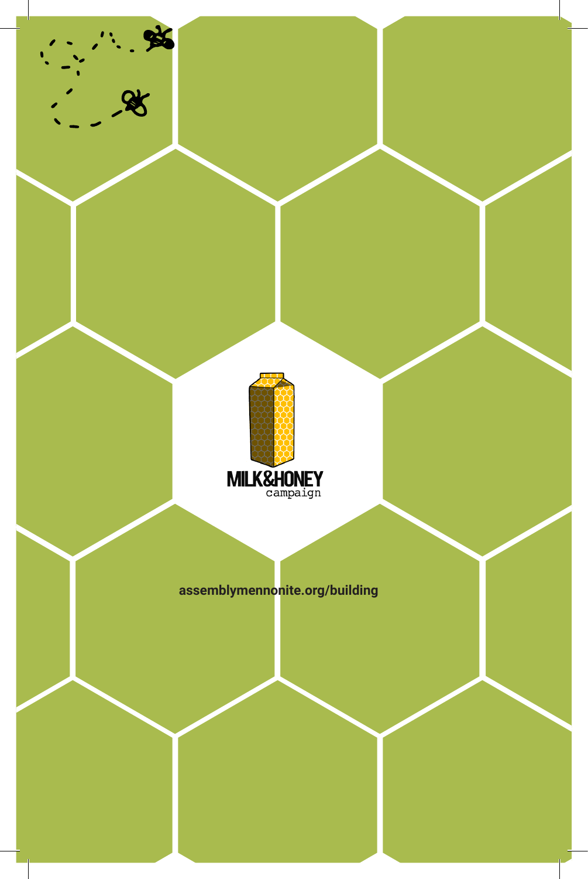MILK&HONEY
campaign

assemblymennonite.org/building